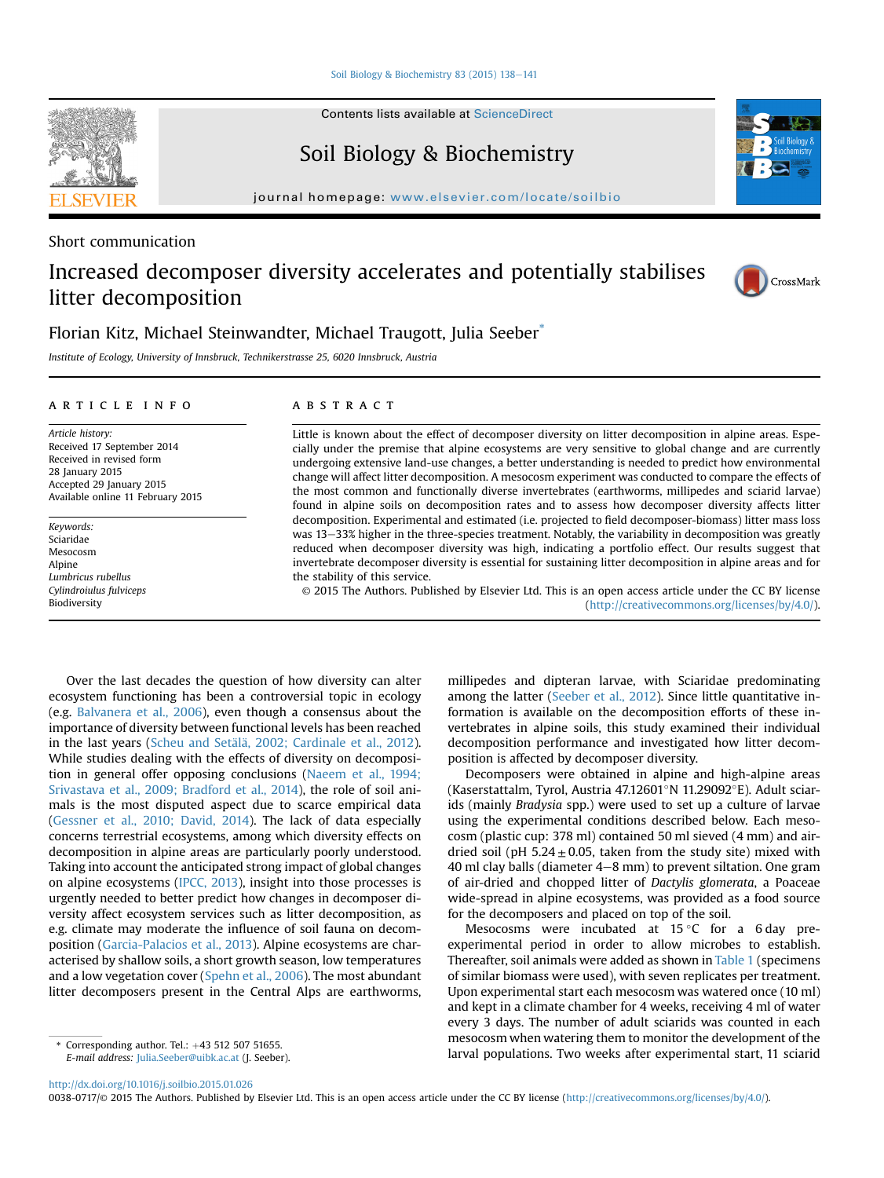Contents lists available at ScienceDirect

# Soil Biology & Biochemistry

journal homepage: www.elsevier.com/locate/soilbio

Short communication

# Increased decomposer diversity accelerates and potentially stabilises litter decomposition

Florian Kitz, Michael Steinwandter, Michael Traugott, Julia Seeber*

*Institute of Ecology, University of Innsbruck, Technikerstrasse 25, 6020 Innsbruck, Austria*

## ARTICLE INFO

*Article history:*
Received 17 September 2014
Received in revised form
28 January 2015
Accepted 29 January 2015
Available online 11 February 2015

*Keywords:*
Sciaridae
Mesocosm
Alpine
*Lumbricus rubellus*
*Cylindroiulus fulviceps*
Biodiversity

## ABSTRACT

Little is known about the effect of decomposer diversity on litter decomposition in alpine areas. Especially under the premise that alpine ecosystems are very sensitive to global change and are currently undergoing extensive land-use changes, a better understanding is needed to predict how environmental change will affect litter decomposition. A mesocosm experiment was conducted to compare the effects of the most common and functionally diverse invertebrates (earthworms, millipedes and sciarid larvae) found in alpine soils on decomposition rates and to assess how decomposer diversity affects litter decomposition. Experimental and estimated (i.e. projected to field decomposer-biomass) litter mass loss was 13–33% higher in the three-species treatment. Notably, the variability in decomposition was greatly reduced when decomposer diversity was high, indicating a portfolio effect. Our results suggest that invertebrate decomposer diversity is essential for sustaining litter decomposition in alpine areas and for the stability of this service.

© 2015 The Authors. Published by Elsevier Ltd. This is an open access article under the CC BY license (http://creativecommons.org/licenses/by/4.0/).

Over the last decades the question of how diversity can alter ecosystem functioning has been a controversial topic in ecology (e.g. Balvanera et al., 2006), even though a consensus about the importance of diversity between functional levels has been reached in the last years (Scheu and Setälä, 2002; Cardinale et al., 2012). While studies dealing with the effects of diversity on decomposition in general offer opposing conclusions (Naeem et al., 1994; Srivastava et al., 2009; Bradford et al., 2014), the role of soil animals is the most disputed aspect due to scarce empirical data (Gessner et al., 2010; David, 2014). The lack of data especially concerns terrestrial ecosystems, among which diversity effects on decomposition in alpine areas are particularly poorly understood. Taking into account the anticipated strong impact of global changes on alpine ecosystems (IPCC, 2013), insight into those processes is urgently needed to better predict how changes in decomposer diversity affect ecosystem services such as litter decomposition, as e.g. climate may moderate the influence of soil fauna on decomposition (Garcia-Palacios et al., 2013). Alpine ecosystems are characterised by shallow soils, a short growth season, low temperatures and a low vegetation cover (Spehn et al., 2006). The most abundant litter decomposers present in the Central Alps are earthworms, millipedes and dipteran larvae, with Sciaridae predominating among the latter (Seeber et al., 2012). Since little quantitative information is available on the decomposition efforts of these invertebrates in alpine soils, this study examined their individual decomposition performance and investigated how litter decomposition is affected by decomposer diversity.

Decomposers were obtained in alpine and high-alpine areas (Kaserstattalm, Tyrol, Austria 47.12601°N 11.29092°E). Adult sciarids (mainly *Bradysia* spp.) were used to set up a culture of larvae using the experimental conditions described below. Each mesocosm (plastic cup: 378 ml) contained 50 ml sieved (4 mm) and air-dried soil (pH 5.24 ± 0.05, taken from the study site) mixed with 40 ml clay balls (diameter 4–8 mm) to prevent siltation. One gram of air-dried and chopped litter of *Dactylis glomerata*, a Poaceae wide-spread in alpine ecosystems, was provided as a food source for the decomposers and placed on top of the soil.

Mesocosms were incubated at 15 °C for a 6 day pre-experimental period in order to allow microbes to establish. Thereafter, soil animals were added as shown in Table 1 (specimens of similar biomass were used), with seven replicates per treatment. Upon experimental start each mesocosm was watered once (10 ml) and kept in a climate chamber for 4 weeks, receiving 4 ml of water every 3 days. The number of adult sciarids was counted in each mesocosm when watering them to monitor the development of the larval populations. Two weeks after experimental start, 11 sciarid

\* Corresponding author. Tel.: +43 512 507 51655.
*E-mail address:* Julia.Seeber@uibk.ac.at (J. Seeber).

http://dx.doi.org/10.1016/j.soilbio.2015.01.026
0038-0717/© 2015 The Authors. Published by Elsevier Ltd. This is an open access article under the CC BY license (http://creativecommons.org/licenses/by/4.0/).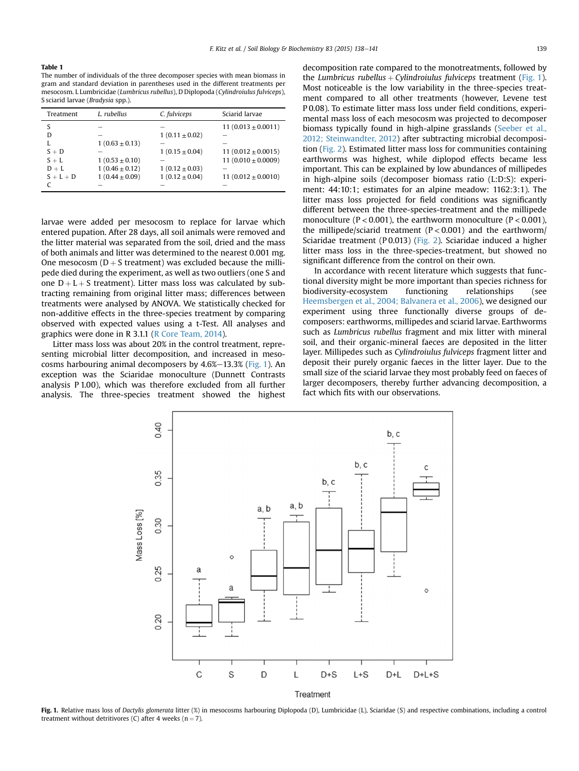**Table 1**
The number of individuals of the three decomposer species with mean biomass in gram and standard deviation in parentheses used in the different treatments per mesocosm. L Lumbricidae (*Lumbricus rubellus*), D Diplopoda (*Cylindroiulus fulviceps*), S sciarid larvae (*Bradysia* spp.).

| Treatment | *L. rubellus* | *C. fulviceps* | Sciarid larvae |
|---|---|---|---|
| S | – | – | 11 (0.013 ± 0.0011) |
| D | – | 1 (0.11 ± 0.02) | – |
| L | 1 (0.63 ± 0.13) | – | – |
| S + D | – | 1 (0.15 ± 0.04) | 11 (0.012 ± 0.0015) |
| S + L | 1 (0.53 ± 0.10) | – | 11 (0.010 ± 0.0009) |
| D + L | 1 (0.46 ± 0.12) | 1 (0.12 ± 0.03) | – |
| S + L + D | 1 (0.44 ± 0.09) | 1 (0.12 ± 0.04) | 11 (0.012 ± 0.0010) |
| C | – | – | – |

larvae were added per mesocosm to replace for larvae which entered pupation. After 28 days, all soil animals were removed and the litter material was separated from the soil, dried and the mass of both animals and litter was determined to the nearest 0.001 mg. One mesocosm (D + S treatment) was excluded because the millipede died during the experiment, as well as two outliers (one S and one D + L + S treatment). Litter mass loss was calculated by subtracting remaining from original litter mass; differences between treatments were analysed by ANOVA. We statistically checked for non-additive effects in the three-species treatment by comparing observed with expected values using a t-Test. All analyses and graphics were done in R 3.1.1 (R Core Team, 2014).

Litter mass loss was about 20% in the control treatment, representing microbial litter decomposition, and increased in mesocosms harbouring animal decomposers by 4.6%–13.3% (Fig. 1). An exception was the Sciaridae monoculture (Dunnett Contrasts analysis P 1.00), which was therefore excluded from all further analysis. The three-species treatment showed the highest decomposition rate compared to the monotreatments, followed by the *Lumbricus rubellus* + *Cylindroiulus fulviceps* treatment (Fig. 1). Most noticeable is the low variability in the three-species treatment compared to all other treatments (however, Levene test P 0.08). To estimate litter mass loss under field conditions, experimental mass loss of each mesocosm was projected to decomposer biomass typically found in high-alpine grasslands (Seeber et al., 2012; Steinwandter, 2012) after subtracting microbial decomposition (Fig. 2). Estimated litter mass loss for communities containing earthworms was highest, while diplopod effects became less important. This can be explained by low abundances of millipedes in high-alpine soils (decomposer biomass ratio (L:D:S): experiment: 44:10:1; estimates for an alpine meadow: 1162:3:1). The litter mass loss projected for field conditions was significantly different between the three-species-treatment and the millipede monoculture ($P < 0.001$), the earthworm monoculture ($P < 0.001$), the millipede/sciarid treatment ($P < 0.001$) and the earthworm/Sciaridae treatment (P 0.013) (Fig. 2). Sciaridae induced a higher litter mass loss in the three-species-treatment, but showed no significant difference from the control on their own.

In accordance with recent literature which suggests that functional diversity might be more important than species richness for biodiversity-ecosystem functioning relationships (see Heemsbergen et al., 2004; Balvanera et al., 2006), we designed our experiment using three functionally diverse groups of decomposers: earthworms, millipedes and sciarid larvae. Earthworms such as *Lumbricus rubellus* fragment and mix litter with mineral soil, and their organic-mineral faeces are deposited in the litter layer. Millipedes such as *Cylindroiulus fulviceps* fragment litter and deposit their purely organic faeces in the litter layer. Due to the small size of the sciarid larvae they most probably feed on faeces of larger decomposers, thereby further advancing decomposition, a fact which fits with our observations.

**Fig. 1.** Relative mass loss of *Dactylis glomerata* litter (%) in mesocosms harbouring Diplopoda (D), Lumbricidae (L), Sciaridae (S) and respective combinations, including a control treatment without detritivores (C) after 4 weeks (n = 7).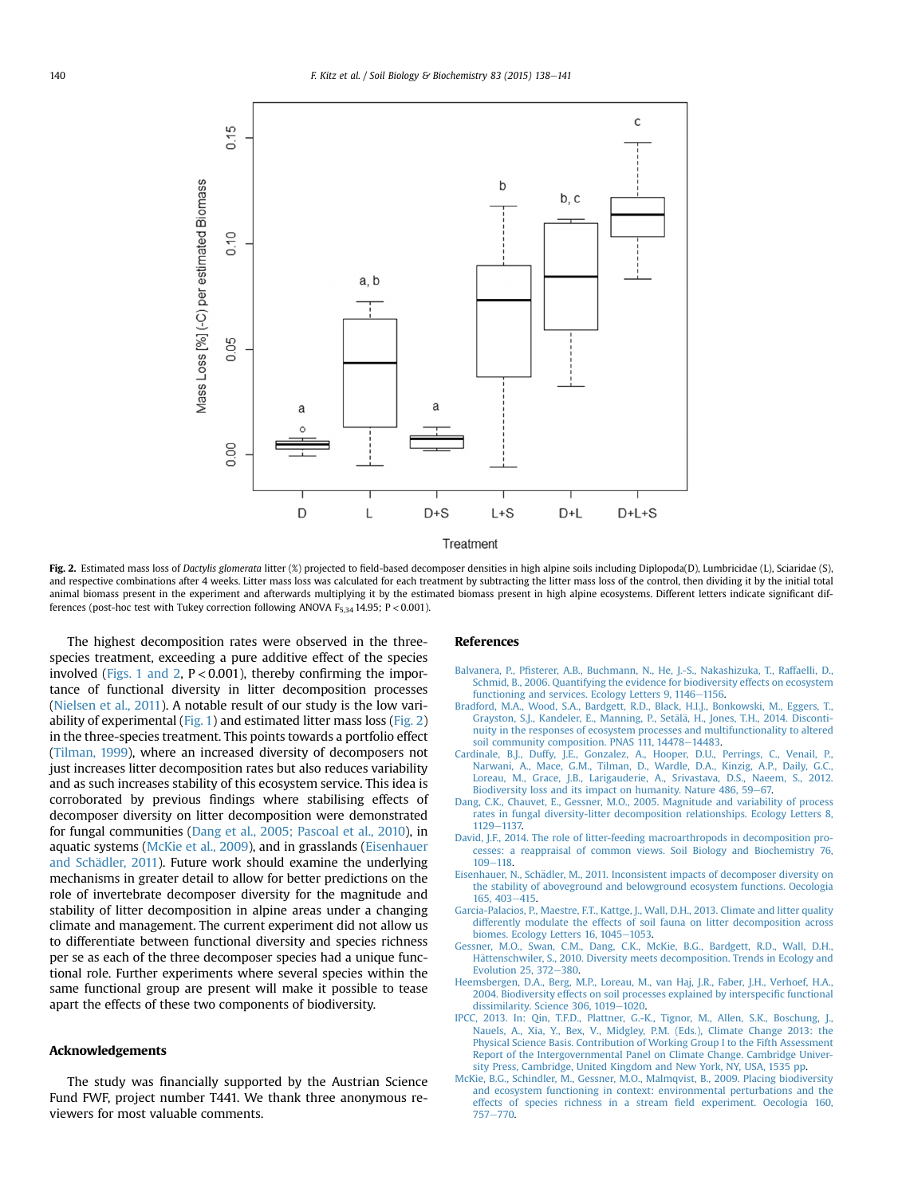Fig. 2. Estimated mass loss of *Dactylis glomerata* litter (%) projected to field-based decomposer densities in high alpine soils including Diplopoda(D), Lumbricidae (L), Sciaridae (S), and respective combinations after 4 weeks. Litter mass loss was calculated for each treatment by subtracting the litter mass loss of the control, then dividing it by the initial total animal biomass present in the experiment and afterwards multiplying it by the estimated biomass present in high alpine ecosystems. Different letters indicate significant differences (post-hoc test with Tukey correction following ANOVA $F_{5,34}$ 14.95; $P < 0.001$).

The highest decomposition rates were observed in the three-species treatment, exceeding a pure additive effect of the species involved (Figs. 1 and 2, $P < 0.001$), thereby confirming the importance of functional diversity in litter decomposition processes (Nielsen et al., 2011). A notable result of our study is the low variability of experimental (Fig. 1) and estimated litter mass loss (Fig. 2) in the three-species treatment. This points towards a portfolio effect (Tilman, 1999), where an increased diversity of decomposers not just increases litter decomposition rates but also reduces variability and as such increases stability of this ecosystem service. This idea is corroborated by previous findings where stabilising effects of decomposer diversity on litter decomposition were demonstrated for fungal communities (Dang et al., 2005; Pascoal et al., 2010), in aquatic systems (McKie et al., 2009), and in grasslands (Eisenhauer and Schädler, 2011). Future work should examine the underlying mechanisms in greater detail to allow for better predictions on the role of invertebrate decomposer diversity for the magnitude and stability of litter decomposition in alpine areas under a changing climate and management. The current experiment did not allow us to differentiate between functional diversity and species richness per se as each of the three decomposer species had a unique functional role. Further experiments where several species within the same functional group are present will make it possible to tease apart the effects of these two components of biodiversity.

## Acknowledgements

The study was financially supported by the Austrian Science Fund FWF, project number T441. We thank three anonymous reviewers for most valuable comments.

## References

Balvanera, P., Pfisterer, A.B., Buchmann, N., He, J.-S., Nakashizuka, T., Raffaelli, D., Schmid, B., 2006. Quantifying the evidence for biodiversity effects on ecosystem functioning and services. Ecology Letters 9, 1146–1156.

Bradford, M.A., Wood, S.A., Bardgett, R.D., Black, H.I.J., Bonkowski, M., Eggers, T., Grayston, S.J., Kandeler, E., Manning, P., Setälä, H., Jones, T.H., 2014. Discontinuity in the responses of ecosystem processes and multifunctionality to altered soil community composition. PNAS 111, 14478–14483.

Cardinale, B.J., Duffy, J.E., Gonzalez, A., Hooper, D.U., Perrings, C., Venail, P., Narwani, A., Mace, G.M., Tilman, D., Wardle, D.A., Kinzig, A.P., Daily, G.C., Loreau, M., Grace, J.B., Larigauderie, A., Srivastava, D.S., Naeem, S., 2012. Biodiversity loss and its impact on humanity. Nature 486, 59–67.

Dang, C.K., Chauvet, E., Gessner, M.O., 2005. Magnitude and variability of process rates in fungal diversity-litter decomposition relationships. Ecology Letters 8, 1129–1137.

David, J.F., 2014. The role of litter-feeding macroarthropods in decomposition processes: a reappraisal of common views. Soil Biology and Biochemistry 76, 109–118.

Eisenhauer, N., Schädler, M., 2011. Inconsistent impacts of decomposer diversity on the stability of aboveground and belowground ecosystem functions. Oecologia 165, 403–415.

Garcia-Palacios, P., Maestre, F.T., Kattge, J., Wall, D.H., 2013. Climate and litter quality differently modulate the effects of soil fauna on litter decomposition across biomes. Ecology Letters 16, 1045–1053.

Gessner, M.O., Swan, C.M., Dang, C.K., McKie, B.G., Bardgett, R.D., Wall, D.H., Hättenschwiler, S., 2010. Diversity meets decomposition. Trends in Ecology and Evolution 25, 372–380.

Heemsbergen, D.A., Berg, M.P., Loreau, M., van Haj, J.R., Faber, J.H., Verhoef, H.A., 2004. Biodiversity effects on soil processes explained by interspecific functional dissimilarity. Science 306, 1019–1020.

IPCC, 2013. In: Qin, T.F.D., Plattner, G.-K., Tignor, M., Allen, S.K., Boschung, J., Nauels, A., Xia, Y., Bex, V., Midgley, P.M. (Eds.), Climate Change 2013: the Physical Science Basis. Contribution of Working Group I to the Fifth Assessment Report of the Intergovernmental Panel on Climate Change. Cambridge University Press, Cambridge, United Kingdom and New York, NY, USA, 1535 pp.

McKie, B.G., Schindler, M., Gessner, M.O., Malmqvist, B., 2009. Placing biodiversity and ecosystem functioning in context: environmental perturbations and the effects of species richness in a stream field experiment. Oecologia 160, 757–770.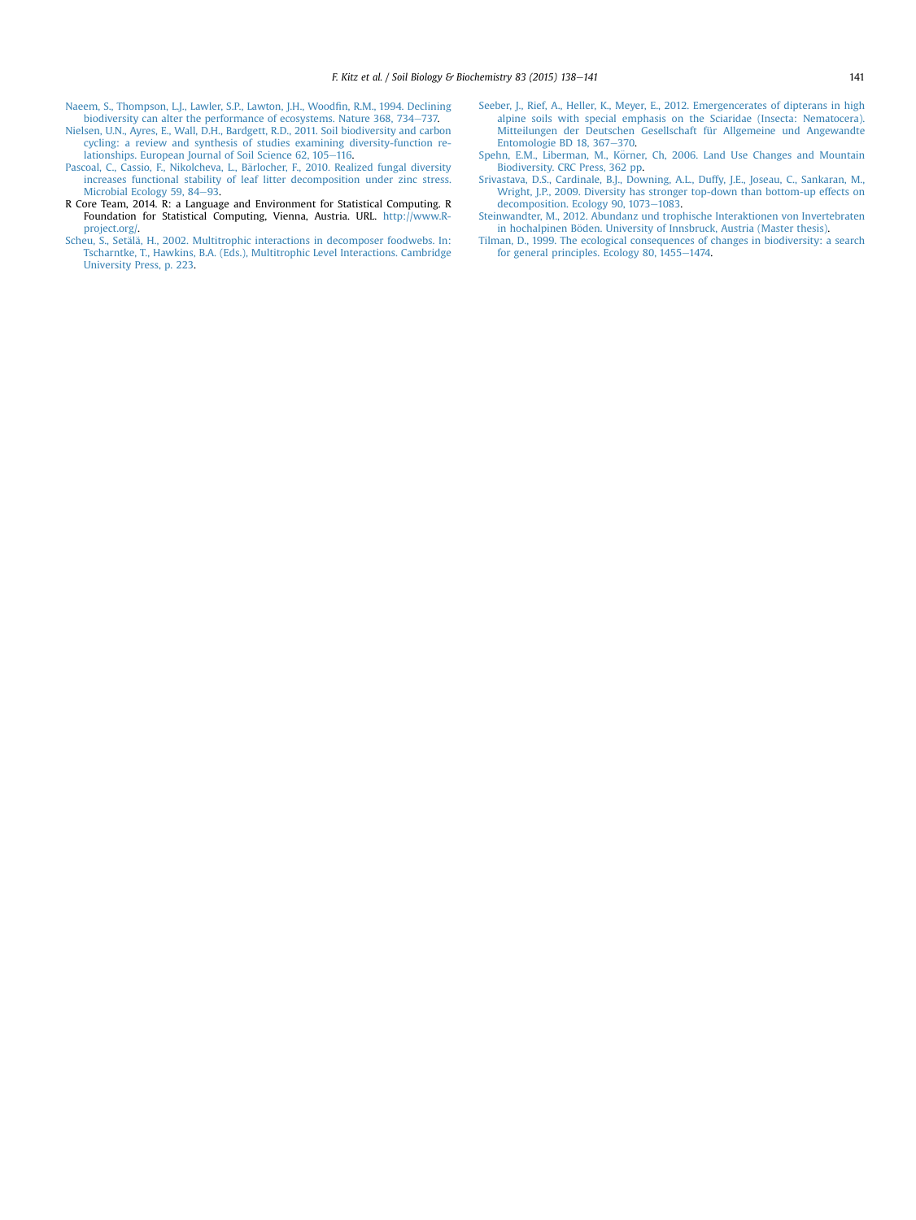Naeem, S., Thompson, L.J., Lawler, S.P., Lawton, J.H., Woodfin, R.M., 1994. Declining biodiversity can alter the performance of ecosystems. Nature 368, 734–737.

Nielsen, U.N., Ayres, E., Wall, D.H., Bardgett, R.D., 2011. Soil biodiversity and carbon cycling: a review and synthesis of studies examining diversity-function relationships. European Journal of Soil Science 62, 105–116.

Pascoal, C., Cassio, F., Nikolcheva, L., Bärlocher, F., 2010. Realized fungal diversity increases functional stability of leaf litter decomposition under zinc stress. Microbial Ecology 59, 84–93.

R Core Team, 2014. R: a Language and Environment for Statistical Computing. R Foundation for Statistical Computing, Vienna, Austria. URL. http://www.R-project.org/.

Scheu, S., Setälä, H., 2002. Multitrophic interactions in decomposer foodwebs. In: Tscharntke, T., Hawkins, B.A. (Eds.), Multitrophic Level Interactions. Cambridge University Press, p. 223.

Seeber, J., Rief, A., Heller, K., Meyer, E., 2012. Emergencerates of dipterans in high alpine soils with special emphasis on the Sciaridae (Insecta: Nematocera). Mitteilungen der Deutschen Gesellschaft für Allgemeine und Angewandte Entomologie BD 18, 367–370.

Spehn, E.M., Liberman, M., Körner, Ch, 2006. Land Use Changes and Mountain Biodiversity. CRC Press, 362 pp.

Srivastava, D.S., Cardinale, B.J., Downing, A.L., Duffy, J.E., Joseau, C., Sankaran, M., Wright, J.P., 2009. Diversity has stronger top-down than bottom-up effects on decomposition. Ecology 90, 1073–1083.

Steinwandter, M., 2012. Abundanz und trophische Interaktionen von Invertebraten in hochalpinen Böden. University of Innsbruck, Austria (Master thesis).

Tilman, D., 1999. The ecological consequences of changes in biodiversity: a search for general principles. Ecology 80, 1455–1474.